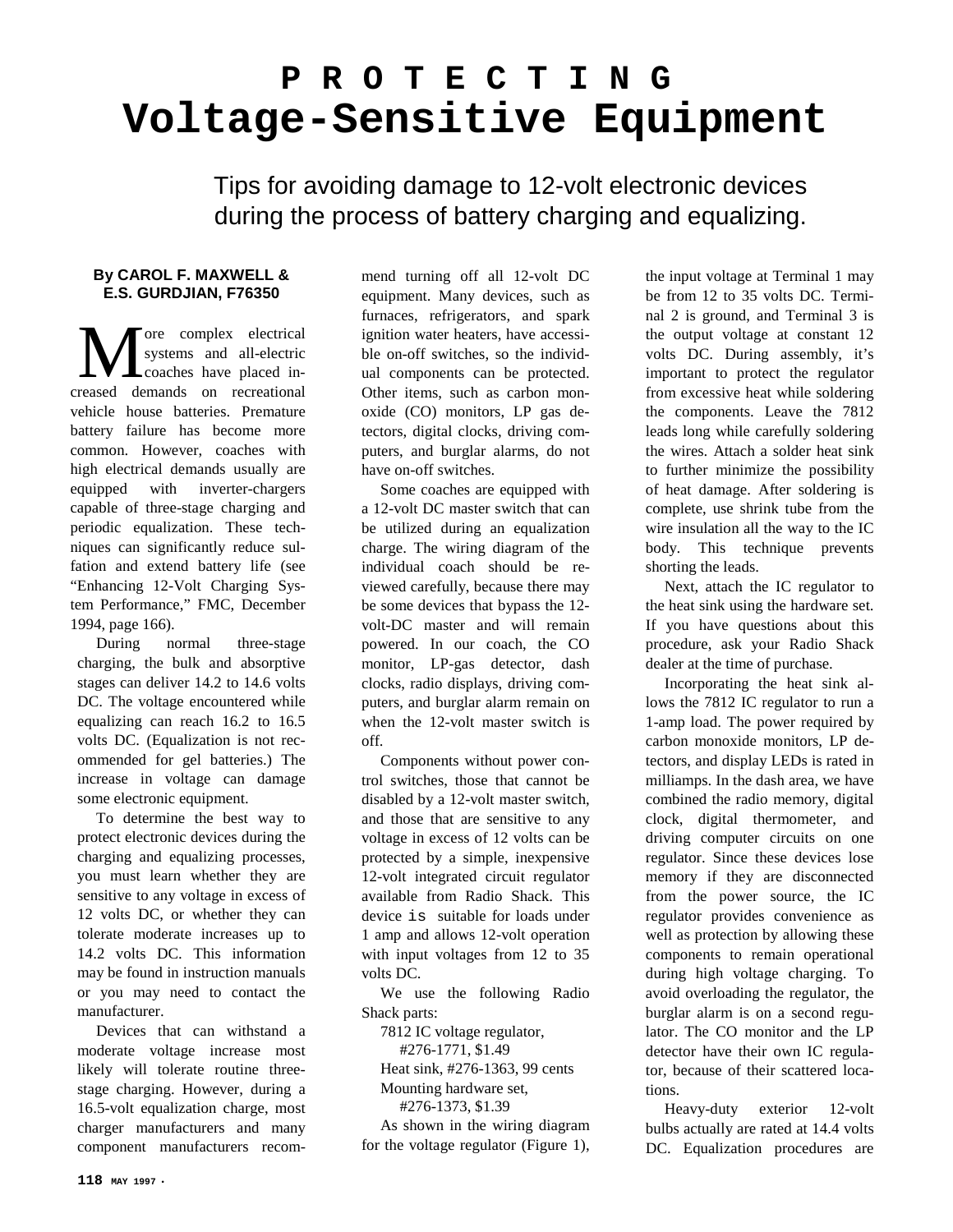# PROTECTING Voltage-Sensitive Equipment

Tips for avoiding damage to 12-volt electronic devices during the process of battery charging and equalizing.

**By CAROL F. MAXWELL & E.S. GURDJIAN, F76350**

More complex electrical systems and all-electric coaches have placed increased demands on recreational vehicle house batteries. Premature battery failure has become more common. However, coaches with high electrical demands usually are equipped with inverter-chargers capable of three-stage charging and periodic equalization. These techniques can significantly reduce sulfation and extend battery life (see "Enhancing 12-Volt Charging System Performance," FMC, December 1994, page 166).

During normal three-stage charging, the bulk and absorptive stages can deliver 14.2 to 14.6 volts DC. The voltage encountered while equalizing can reach 16.2 to 16.5 volts DC. (Equalization is not recommended for gel batteries.) The increase in voltage can damage some electronic equipment.

To determine the best way to protect electronic devices during the charging and equalizing processes, you must learn whether they are sensitive to any voltage in excess of 12 volts DC, or whether they can tolerate moderate increases up to 14.2 volts DC. This information may be found in instruction manuals or you may need to contact the manufacturer.

Devices that can withstand a moderate voltage increase most likely will tolerate routine three-stage charging. However, during a 16.5-volt equalization charge, most charger manufacturers and many component manufacturers recommend turning off all 12-volt DC equipment. Many devices, such as furnaces, refrigerators, and spark ignition water heaters, have accessible on-off switches, so the individual components can be protected. Other items, such as carbon monoxide (CO) monitors, LP gas detectors, digital clocks, driving computers, and burglar alarms, do not have on-off switches.

Some coaches are equipped with a 12-volt DC master switch that can be utilized during an equalization charge. The wiring diagram of the individual coach should be reviewed carefully, because there may be some devices that bypass the 12-volt-DC master and will remain powered. In our coach, the CO monitor, LP-gas detector, dash clocks, radio displays, driving computers, and burglar alarm remain on when the 12-volt master switch is off.

Components without power control switches, those that cannot be disabled by a 12-volt master switch, and those that are sensitive to any voltage in excess of 12 volts can be protected by a simple, inexpensive 12-volt integrated circuit regulator available from Radio Shack. This device is suitable for loads under 1 amp and allows 12-volt operation with input voltages from 12 to 35 volts DC.

We use the following Radio Shack parts:

7812 IC voltage regulator, #276-1771, $1.49
Heat sink, #276-1363, 99 cents
Mounting hardware set, #276-1373, $1.39

As shown in the wiring diagram for the voltage regulator (Figure 1), the input voltage at Terminal 1 may be from 12 to 35 volts DC. Terminal 2 is ground, and Terminal 3 is the output voltage at constant 12 volts DC. During assembly, it's important to protect the regulator from excessive heat while soldering the components. Leave the 7812 leads long while carefully soldering the wires. Attach a solder heat sink to further minimize the possibility of heat damage. After soldering is complete, use shrink tube from the wire insulation all the way to the IC body. This technique prevents shorting the leads.

Next, attach the IC regulator to the heat sink using the hardware set. If you have questions about this procedure, ask your Radio Shack dealer at the time of purchase.

Incorporating the heat sink allows the 7812 IC regulator to run a 1-amp load. The power required by carbon monoxide monitors, LP detectors, and display LEDs is rated in milliamps. In the dash area, we have combined the radio memory, digital clock, digital thermometer, and driving computer circuits on one regulator. Since these devices lose memory if they are disconnected from the power source, the IC regulator provides convenience as well as protection by allowing these components to remain operational during high voltage charging. To avoid overloading the regulator, the burglar alarm is on a second regulator. The CO monitor and the LP detector have their own IC regulator, because of their scattered locations.

Heavy-duty exterior 12-volt bulbs actually are rated at 14.4 volts DC. Equalization procedures are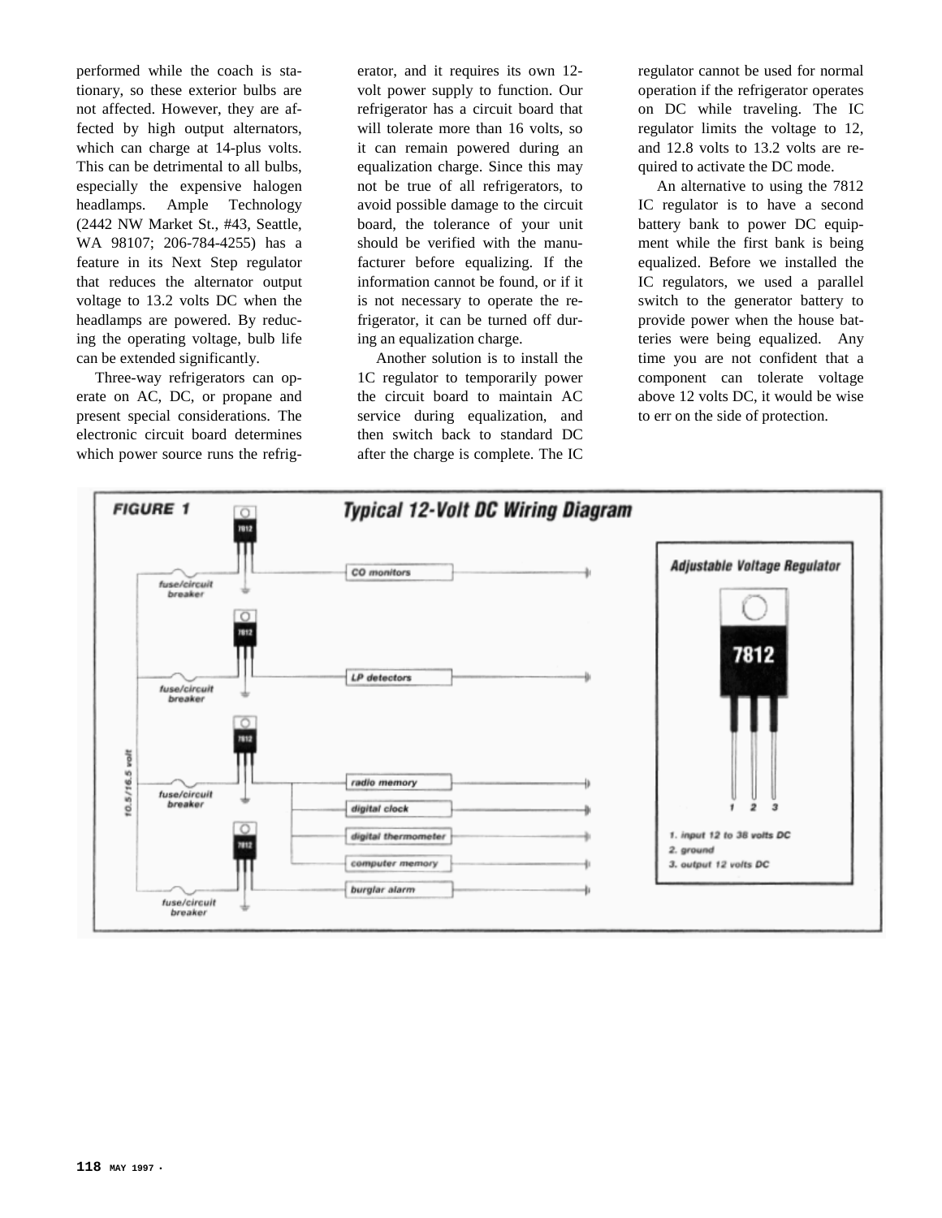performed while the coach is stationary, so these exterior bulbs are not affected. However, they are affected by high output alternators, which can charge at 14-plus volts. This can be detrimental to all bulbs, especially the expensive halogen headlamps. Ample Technology (2442 NW Market St., #43, Seattle, WA 98107; 206-784-4255) has a feature in its Next Step regulator that reduces the alternator output voltage to 13.2 volts DC when the headlamps are powered. By reducing the operating voltage, bulb life can be extended significantly.

Three-way refrigerators can operate on AC, DC, or propane and present special considerations. The electronic circuit board determines which power source runs the refrigerator, and it requires its own 12-volt power supply to function. Our refrigerator has a circuit board that will tolerate more than 16 volts, so it can remain powered during an equalization charge. Since this may not be true of all refrigerators, to avoid possible damage to the circuit board, the tolerance of your unit should be verified with the manufacturer before equalizing. If the information cannot be found, or if it is not necessary to operate the refrigerator, it can be turned off during an equalization charge.

Another solution is to install the 1C regulator to temporarily power the circuit board to maintain AC service during equalization, and then switch back to standard DC after the charge is complete. The IC regulator cannot be used for normal operation if the refrigerator operates on DC while traveling. The IC regulator limits the voltage to 12, and 12.8 volts to 13.2 volts are required to activate the DC mode.

An alternative to using the 7812 IC regulator is to have a second battery bank to power DC equipment while the first bank is being equalized. Before we installed the IC regulators, we used a parallel switch to the generator battery to provide power when the house batteries were being equalized. Any time you are not confident that a component can tolerate voltage above 12 volts DC, it would be wise to err on the side of protection.

**FIGURE 1** **Typical 12-Volt DC Wiring Diagram**

10.5/16.5 volt

fuse/circuit breaker

7812

CO monitors

LP detectors

radio memory

digital clock

digital thermometer

computer memory

burglar alarm

**Adjustable Voltage Regulator**

7812

1 2 3

1. input 12 to 38 volts DC
2. ground
3. output 12 volts DC